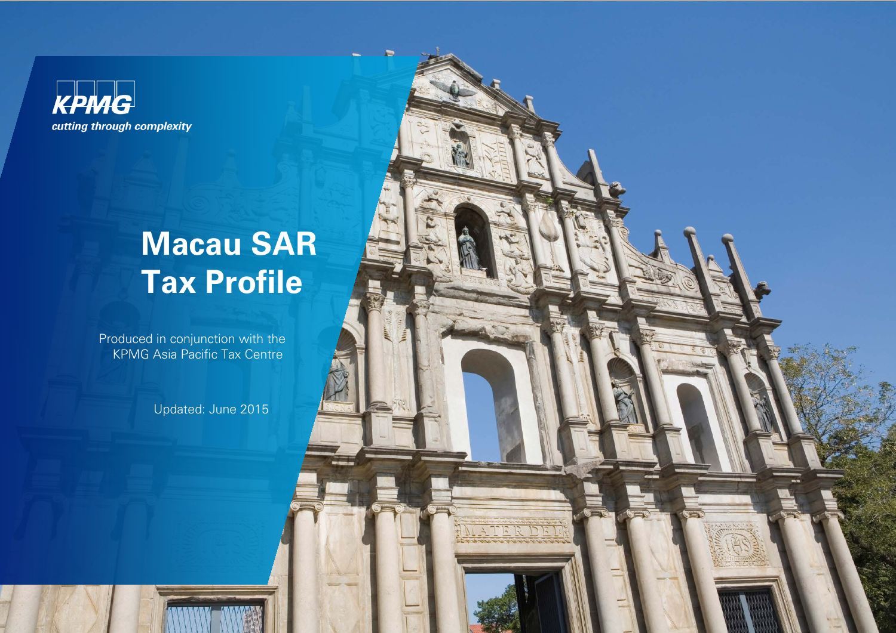KPMG

*cutting through complexity*

# Macau SAR Tax Profile

Produced in conjunction with the KPMG Asia Pacific Tax Centre

Updated: June 2015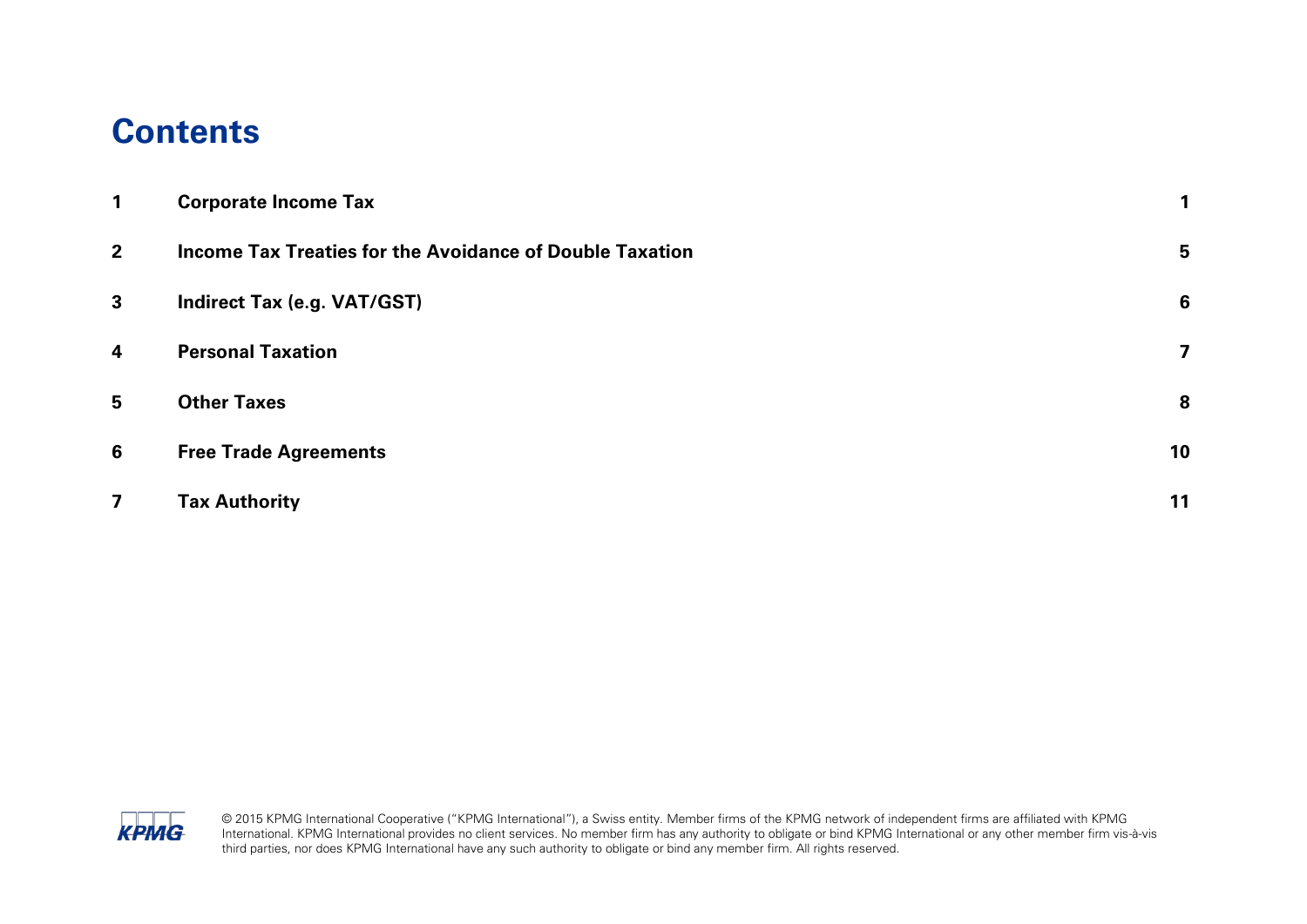# Contents

| | | |
|---|---|---|
| 1 | **Corporate Income Tax** | 1 |
| 2 | **Income Tax Treaties for the Avoidance of Double Taxation** | 5 |
| 3 | **Indirect Tax (e.g. VAT/GST)** | 6 |
| 4 | **Personal Taxation** | 7 |
| 5 | **Other Taxes** | 8 |
| 6 | **Free Trade Agreements** | 10 |
| 7 | **Tax Authority** | 11 |

© 2015 KPMG International Cooperative ("KPMG International"), a Swiss entity. Member firms of the KPMG network of independent firms are affiliated with KPMG International. KPMG International provides no client services. No member firm has any authority to obligate or bind KPMG International or any other member firm vis-à-vis third parties, nor does KPMG International have any such authority to obligate or bind any member firm. All rights reserved.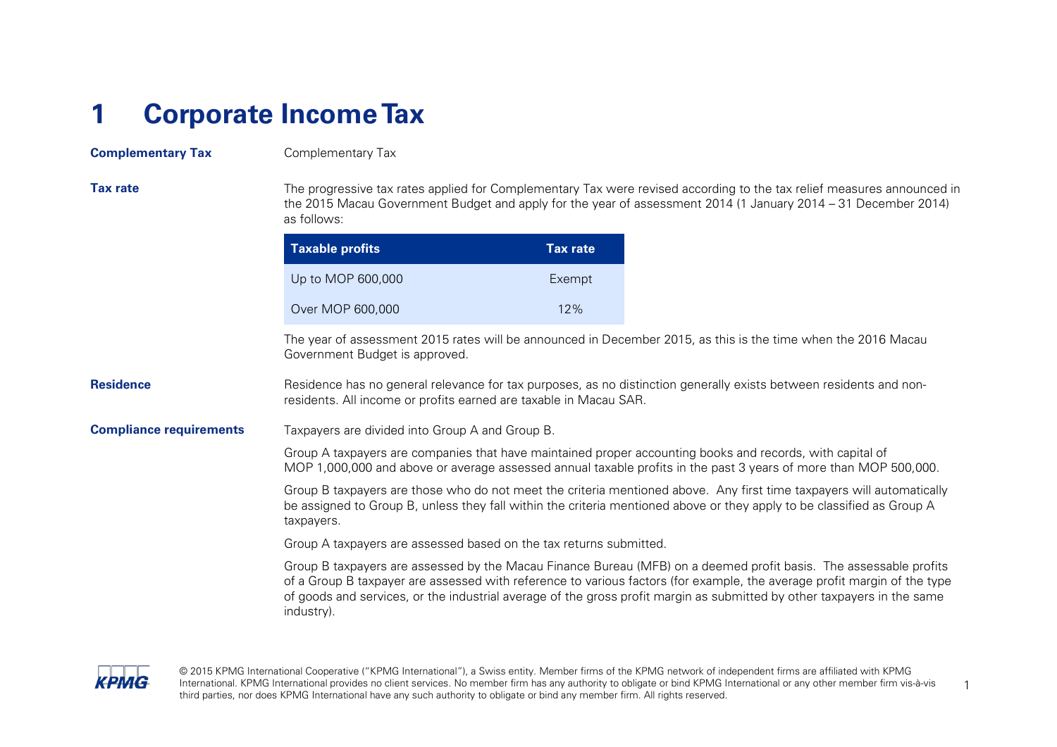# 1 Corporate Income Tax

**Complementary Tax**

Complementary Tax

**Tax rate**

The progressive tax rates applied for Complementary Tax were revised according to the tax relief measures announced in the 2015 Macau Government Budget and apply for the year of assessment 2014 (1 January 2014 – 31 December 2014) as follows:

| Taxable profits | Tax rate |
|---|---|
| Up to MOP 600,000 | Exempt |
| Over MOP 600,000 | 12% |

The year of assessment 2015 rates will be announced in December 2015, as this is the time when the 2016 Macau Government Budget is approved.

**Residence**

Residence has no general relevance for tax purposes, as no distinction generally exists between residents and non-residents. All income or profits earned are taxable in Macau SAR.

**Compliance requirements**

Taxpayers are divided into Group A and Group B.

Group A taxpayers are companies that have maintained proper accounting books and records, with capital of MOP 1,000,000 and above or average assessed annual taxable profits in the past 3 years of more than MOP 500,000.

Group B taxpayers are those who do not meet the criteria mentioned above. Any first time taxpayers will automatically be assigned to Group B, unless they fall within the criteria mentioned above or they apply to be classified as Group A taxpayers.

Group A taxpayers are assessed based on the tax returns submitted.

Group B taxpayers are assessed by the Macau Finance Bureau (MFB) on a deemed profit basis. The assessable profits of a Group B taxpayer are assessed with reference to various factors (for example, the average profit margin of the type of goods and services, or the industrial average of the gross profit margin as submitted by other taxpayers in the same industry).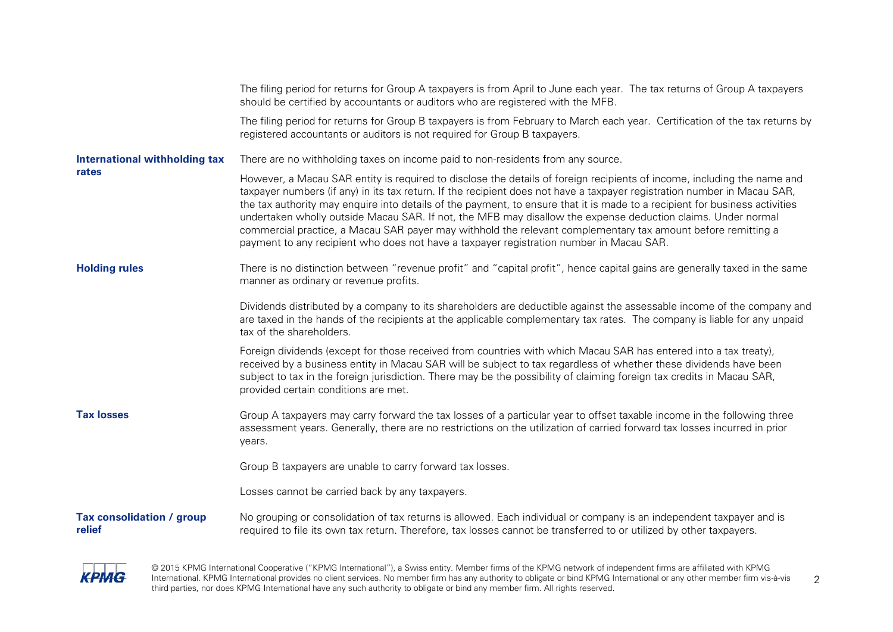The filing period for returns for Group A taxpayers is from April to June each year. The tax returns of Group A taxpayers should be certified by accountants or auditors who are registered with the MFB.

The filing period for returns for Group B taxpayers is from February to March each year. Certification of the tax returns by registered accountants or auditors is not required for Group B taxpayers.

**International withholding tax rates**

There are no withholding taxes on income paid to non-residents from any source.

However, a Macau SAR entity is required to disclose the details of foreign recipients of income, including the name and taxpayer numbers (if any) in its tax return. If the recipient does not have a taxpayer registration number in Macau SAR, the tax authority may enquire into details of the payment, to ensure that it is made to a recipient for business activities undertaken wholly outside Macau SAR. If not, the MFB may disallow the expense deduction claims. Under normal commercial practice, a Macau SAR payer may withhold the relevant complementary tax amount before remitting a payment to any recipient who does not have a taxpayer registration number in Macau SAR.

**Holding rules**

There is no distinction between "revenue profit" and "capital profit", hence capital gains are generally taxed in the same manner as ordinary or revenue profits.

Dividends distributed by a company to its shareholders are deductible against the assessable income of the company and are taxed in the hands of the recipients at the applicable complementary tax rates. The company is liable for any unpaid tax of the shareholders.

Foreign dividends (except for those received from countries with which Macau SAR has entered into a tax treaty), received by a business entity in Macau SAR will be subject to tax regardless of whether these dividends have been subject to tax in the foreign jurisdiction. There may be the possibility of claiming foreign tax credits in Macau SAR, provided certain conditions are met.

**Tax losses**

Group A taxpayers may carry forward the tax losses of a particular year to offset taxable income in the following three assessment years. Generally, there are no restrictions on the utilization of carried forward tax losses incurred in prior years.

Group B taxpayers are unable to carry forward tax losses.

Losses cannot be carried back by any taxpayers.

**Tax consolidation / group relief**

No grouping or consolidation of tax returns is allowed. Each individual or company is an independent taxpayer and is required to file its own tax return. Therefore, tax losses cannot be transferred to or utilized by other taxpayers.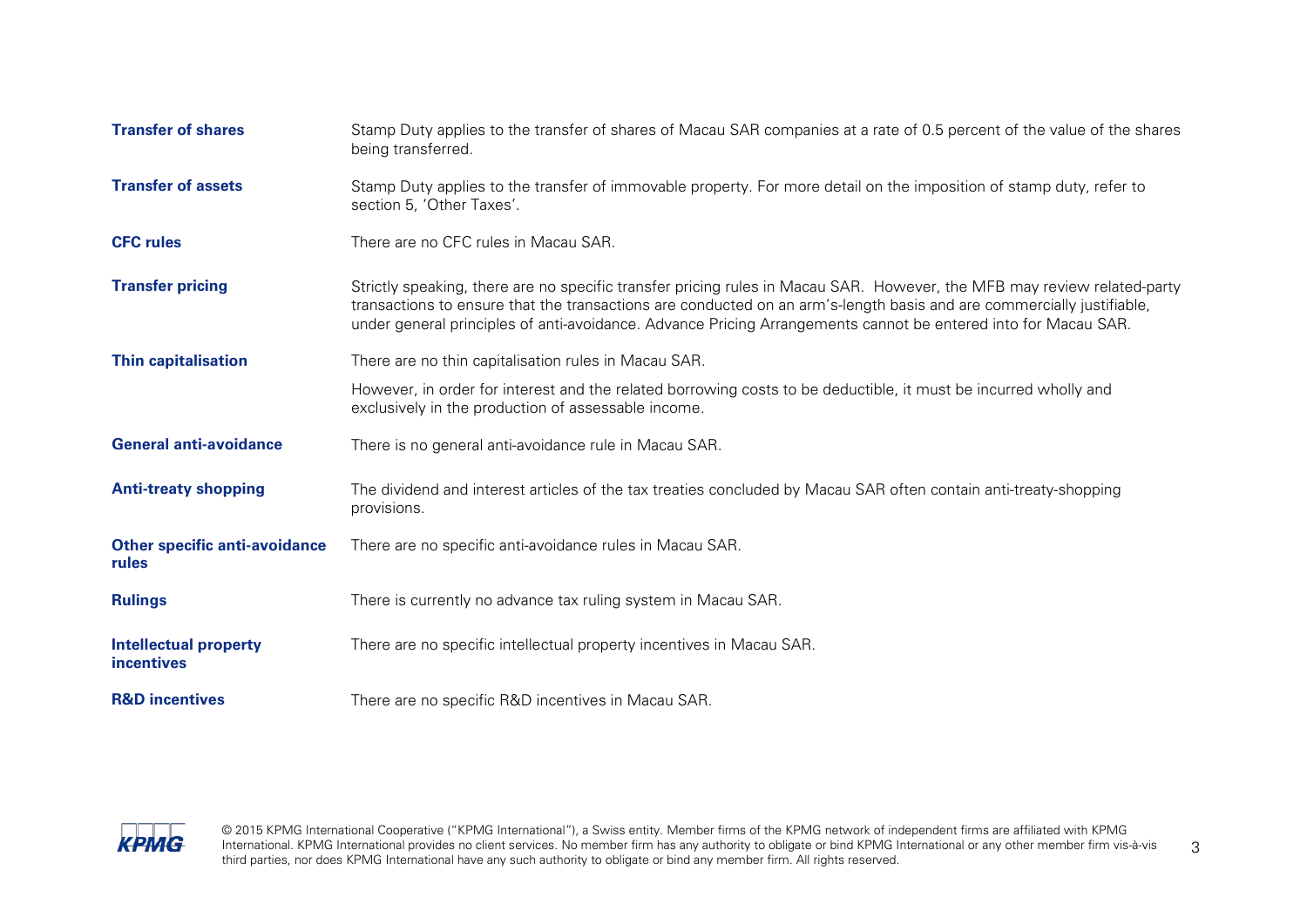| | |
|---|---|
| **Transfer of shares** | Stamp Duty applies to the transfer of shares of Macau SAR companies at a rate of 0.5 percent of the value of the shares being transferred. |
| **Transfer of assets** | Stamp Duty applies to the transfer of immovable property. For more detail on the imposition of stamp duty, refer to section 5, 'Other Taxes'. |
| **CFC rules** | There are no CFC rules in Macau SAR. |
| **Transfer pricing** | Strictly speaking, there are no specific transfer pricing rules in Macau SAR. However, the MFB may review related-party transactions to ensure that the transactions are conducted on an arm's-length basis and are commercially justifiable, under general principles of anti-avoidance. Advance Pricing Arrangements cannot be entered into for Macau SAR. |
| **Thin capitalisation** | There are no thin capitalisation rules in Macau SAR.<br><br>However, in order for interest and the related borrowing costs to be deductible, it must be incurred wholly and exclusively in the production of assessable income. |
| **General anti-avoidance** | There is no general anti-avoidance rule in Macau SAR. |
| **Anti-treaty shopping** | The dividend and interest articles of the tax treaties concluded by Macau SAR often contain anti-treaty-shopping provisions. |
| **Other specific anti-avoidance rules** | There are no specific anti-avoidance rules in Macau SAR. |
| **Rulings** | There is currently no advance tax ruling system in Macau SAR. |
| **Intellectual property incentives** | There are no specific intellectual property incentives in Macau SAR. |
| **R&D incentives** | There are no specific R&D incentives in Macau SAR. |

© 2015 KPMG International Cooperative ("KPMG International"), a Swiss entity. Member firms of the KPMG network of independent firms are affiliated with KPMG International. KPMG International provides no client services. No member firm has any authority to obligate or bind KPMG International or any other member firm vis-à-vis third parties, nor does KPMG International have any such authority to obligate or bind any member firm. All rights reserved.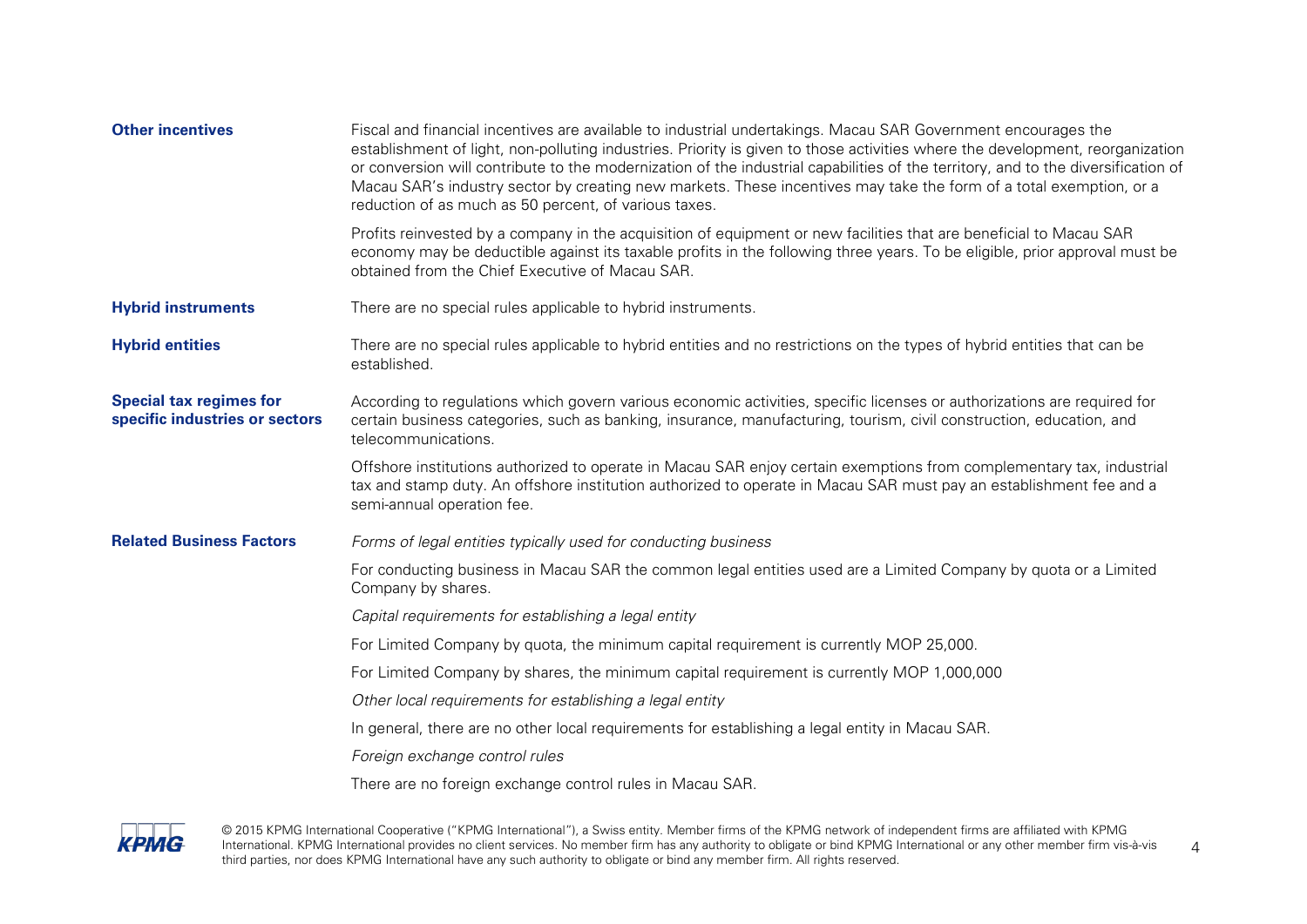### Other incentives

Fiscal and financial incentives are available to industrial undertakings. Macau SAR Government encourages the establishment of light, non-polluting industries. Priority is given to those activities where the development, reorganization or conversion will contribute to the modernization of the industrial capabilities of the territory, and to the diversification of Macau SAR's industry sector by creating new markets. These incentives may take the form of a total exemption, or a reduction of as much as 50 percent, of various taxes.

Profits reinvested by a company in the acquisition of equipment or new facilities that are beneficial to Macau SAR economy may be deductible against its taxable profits in the following three years. To be eligible, prior approval must be obtained from the Chief Executive of Macau SAR.

### Hybrid instruments

There are no special rules applicable to hybrid instruments.

### Hybrid entities

There are no special rules applicable to hybrid entities and no restrictions on the types of hybrid entities that can be established.

### Special tax regimes for specific industries or sectors

According to regulations which govern various economic activities, specific licenses or authorizations are required for certain business categories, such as banking, insurance, manufacturing, tourism, civil construction, education, and telecommunications.

Offshore institutions authorized to operate in Macau SAR enjoy certain exemptions from complementary tax, industrial tax and stamp duty. An offshore institution authorized to operate in Macau SAR must pay an establishment fee and a semi-annual operation fee.

### Related Business Factors

*Forms of legal entities typically used for conducting business*

For conducting business in Macau SAR the common legal entities used are a Limited Company by quota or a Limited Company by shares.

*Capital requirements for establishing a legal entity*

For Limited Company by quota, the minimum capital requirement is currently MOP 25,000.

For Limited Company by shares, the minimum capital requirement is currently MOP 1,000,000

*Other local requirements for establishing a legal entity*

In general, there are no other local requirements for establishing a legal entity in Macau SAR.

*Foreign exchange control rules*

There are no foreign exchange control rules in Macau SAR.

© 2015 KPMG International Cooperative ("KPMG International"), a Swiss entity. Member firms of the KPMG network of independent firms are affiliated with KPMG International. KPMG International provides no client services. No member firm has any authority to obligate or bind KPMG International or any other member firm vis-à-vis third parties, nor does KPMG International have any such authority to obligate or bind any member firm. All rights reserved.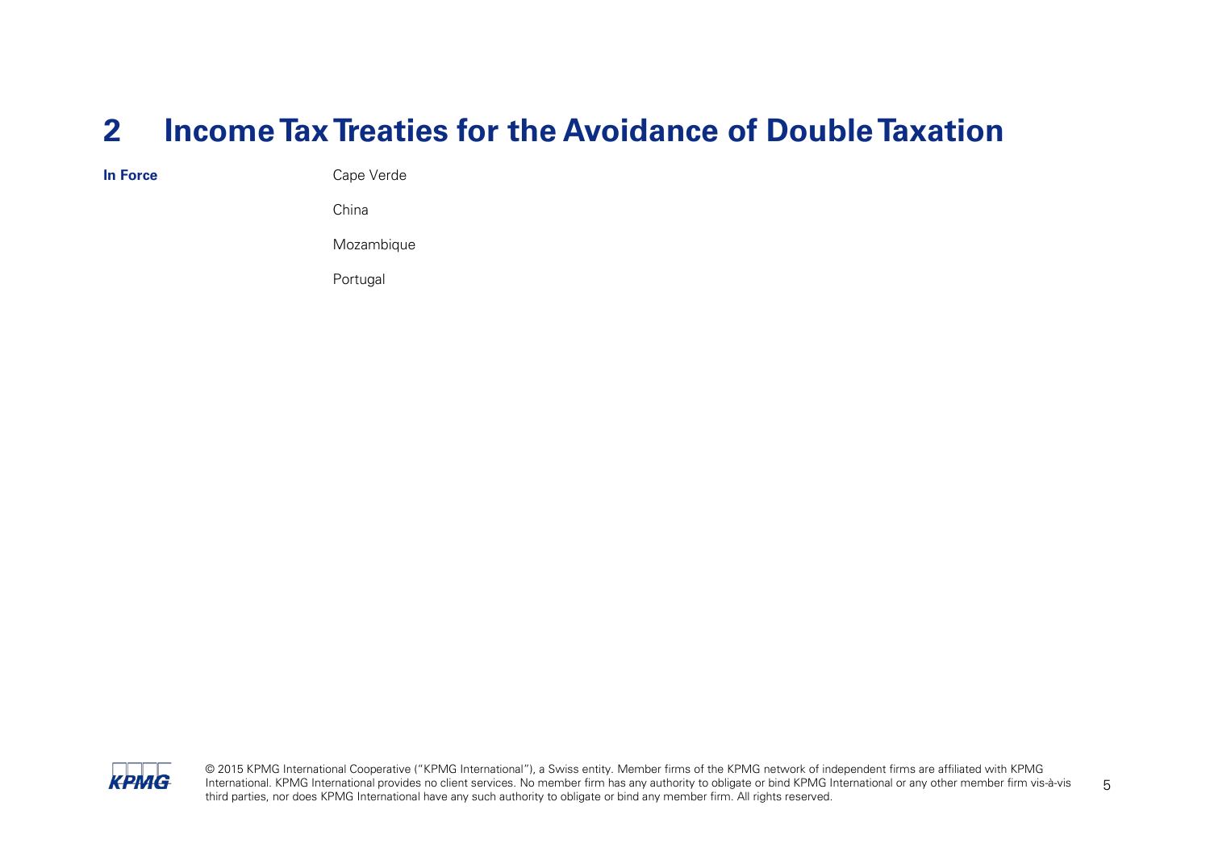# 2 Income Tax Treaties for the Avoidance of Double Taxation

| **In Force** | |
|---|---|
| | Cape Verde |
| | China |
| | Mozambique |
| | Portugal |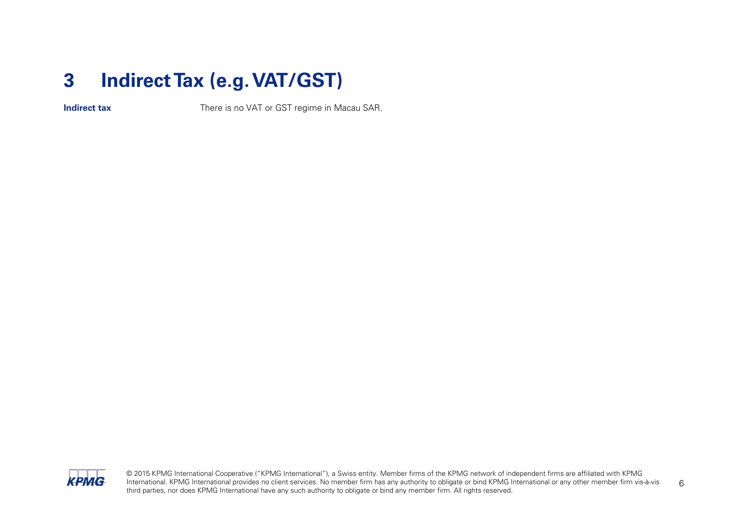# 3 Indirect Tax (e.g. VAT/GST)

| | |
|---|---|
| **Indirect tax** | There is no VAT or GST regime in Macau SAR. |

© 2015 KPMG International Cooperative ("KPMG International"), a Swiss entity. Member firms of the KPMG network of independent firms are affiliated with KPMG International. KPMG International provides no client services. No member firm has any authority to obligate or bind KPMG International or any other member firm vis-à-vis third parties, nor does KPMG International have any such authority to obligate or bind any member firm. All rights reserved.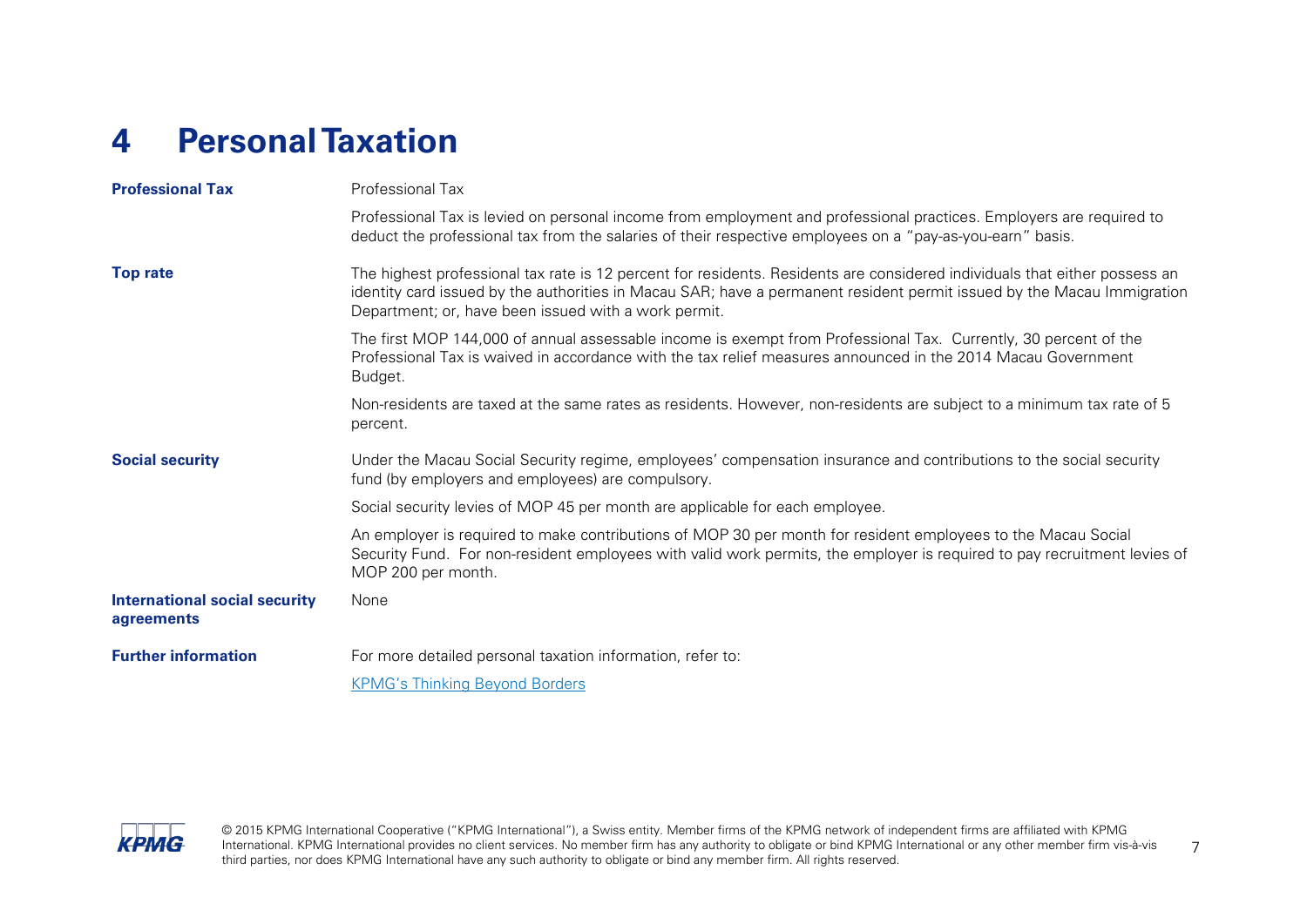# 4 Personal Taxation

| | |
|---|---|
| **Professional Tax** | Professional Tax<br><br>Professional Tax is levied on personal income from employment and professional practices. Employers are required to deduct the professional tax from the salaries of their respective employees on a "pay-as-you-earn" basis. |
| **Top rate** | The highest professional tax rate is 12 percent for residents. Residents are considered individuals that either possess an identity card issued by the authorities in Macau SAR; have a permanent resident permit issued by the Macau Immigration Department; or, have been issued with a work permit.<br><br>The first MOP 144,000 of annual assessable income is exempt from Professional Tax. Currently, 30 percent of the Professional Tax is waived in accordance with the tax relief measures announced in the 2014 Macau Government Budget.<br><br>Non-residents are taxed at the same rates as residents. However, non-residents are subject to a minimum tax rate of 5 percent. |
| **Social security** | Under the Macau Social Security regime, employees' compensation insurance and contributions to the social security fund (by employers and employees) are compulsory.<br><br>Social security levies of MOP 45 per month are applicable for each employee.<br><br>An employer is required to make contributions of MOP 30 per month for resident employees to the Macau Social Security Fund. For non-resident employees with valid work permits, the employer is required to pay recruitment levies of MOP 200 per month. |
| **International social security agreements** | None |
| **Further information** | For more detailed personal taxation information, refer to:<br><br>KPMG's Thinking Beyond Borders |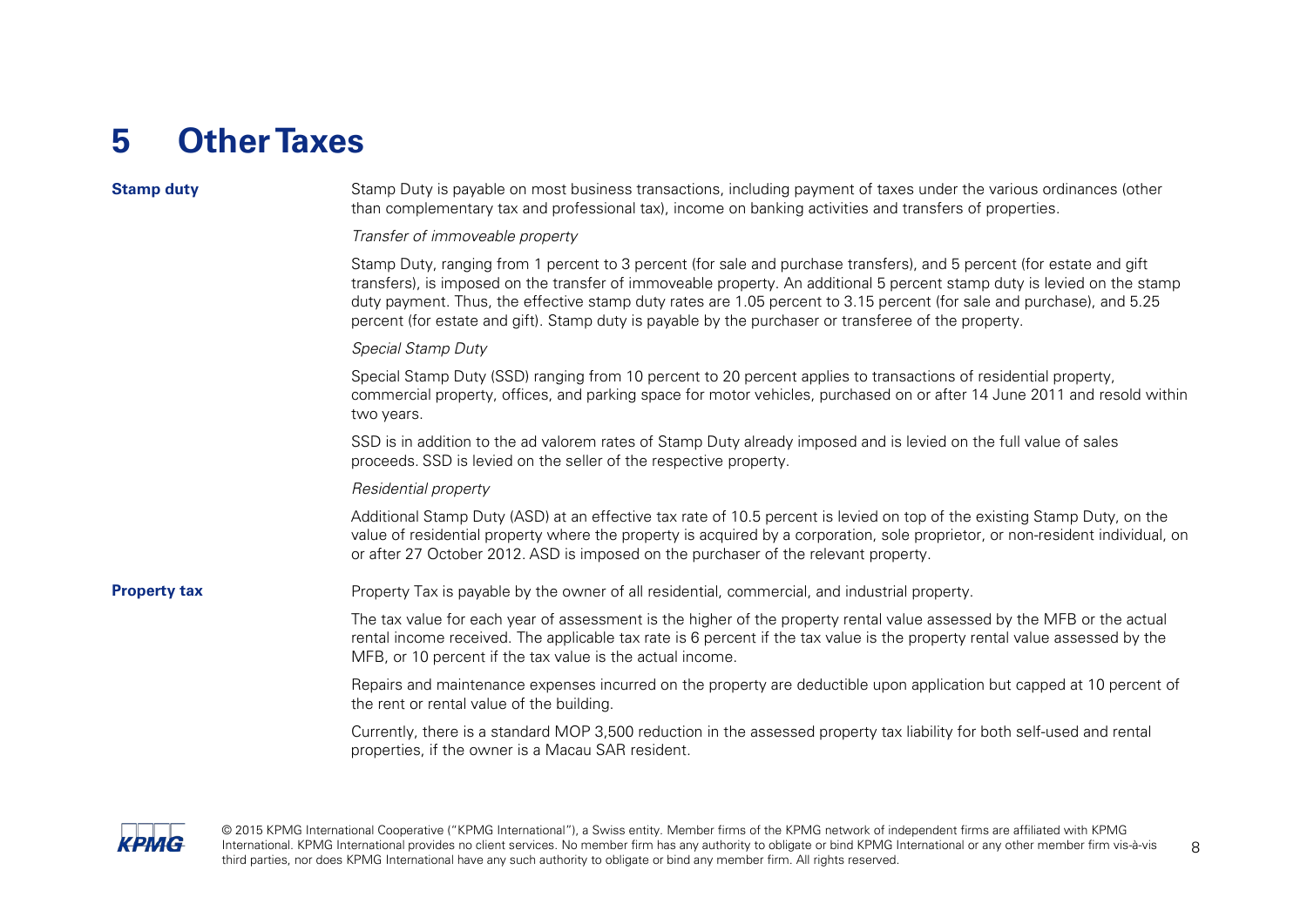# 5 Other Taxes

**Stamp duty**

Stamp Duty is payable on most business transactions, including payment of taxes under the various ordinances (other than complementary tax and professional tax), income on banking activities and transfers of properties.

*Transfer of immoveable property*

Stamp Duty, ranging from 1 percent to 3 percent (for sale and purchase transfers), and 5 percent (for estate and gift transfers), is imposed on the transfer of immoveable property. An additional 5 percent stamp duty is levied on the stamp duty payment. Thus, the effective stamp duty rates are 1.05 percent to 3.15 percent (for sale and purchase), and 5.25 percent (for estate and gift). Stamp duty is payable by the purchaser or transferee of the property.

*Special Stamp Duty*

Special Stamp Duty (SSD) ranging from 10 percent to 20 percent applies to transactions of residential property, commercial property, offices, and parking space for motor vehicles, purchased on or after 14 June 2011 and resold within two years.

SSD is in addition to the ad valorem rates of Stamp Duty already imposed and is levied on the full value of sales proceeds. SSD is levied on the seller of the respective property.

*Residential property*

Additional Stamp Duty (ASD) at an effective tax rate of 10.5 percent is levied on top of the existing Stamp Duty, on the value of residential property where the property is acquired by a corporation, sole proprietor, or non-resident individual, on or after 27 October 2012. ASD is imposed on the purchaser of the relevant property.

**Property tax**

Property Tax is payable by the owner of all residential, commercial, and industrial property.

The tax value for each year of assessment is the higher of the property rental value assessed by the MFB or the actual rental income received. The applicable tax rate is 6 percent if the tax value is the property rental value assessed by the MFB, or 10 percent if the tax value is the actual income.

Repairs and maintenance expenses incurred on the property are deductible upon application but capped at 10 percent of the rent or rental value of the building.

Currently, there is a standard MOP 3,500 reduction in the assessed property tax liability for both self-used and rental properties, if the owner is a Macau SAR resident.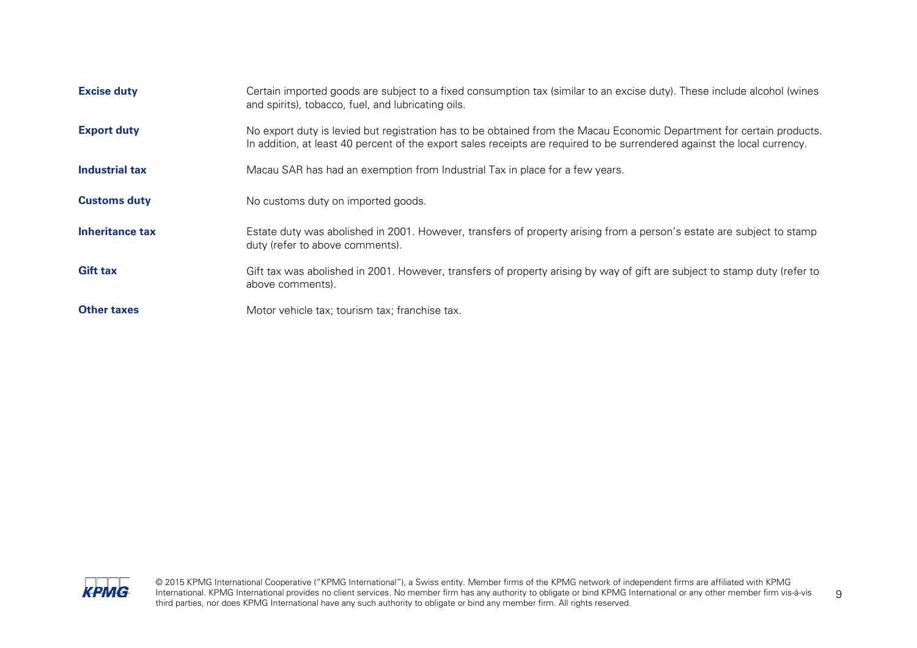| | |
|---|---|
| **Excise duty** | Certain imported goods are subject to a fixed consumption tax (similar to an excise duty). These include alcohol (wines and spirits), tobacco, fuel, and lubricating oils. |
| **Export duty** | No export duty is levied but registration has to be obtained from the Macau Economic Department for certain products. In addition, at least 40 percent of the export sales receipts are required to be surrendered against the local currency. |
| **Industrial tax** | Macau SAR has had an exemption from Industrial Tax in place for a few years. |
| **Customs duty** | No customs duty on imported goods. |
| **Inheritance tax** | Estate duty was abolished in 2001. However, transfers of property arising from a person's estate are subject to stamp duty (refer to above comments). |
| **Gift tax** | Gift tax was abolished in 2001. However, transfers of property arising by way of gift are subject to stamp duty (refer to above comments). |
| **Other taxes** | Motor vehicle tax; tourism tax; franchise tax. |

© 2015 KPMG International Cooperative ("KPMG International"), a Swiss entity. Member firms of the KPMG network of independent firms are affiliated with KPMG International. KPMG International provides no client services. No member firm has any authority to obligate or bind KPMG International or any other member firm vis-à-vis third parties, nor does KPMG International have any such authority to obligate or bind any member firm. All rights reserved.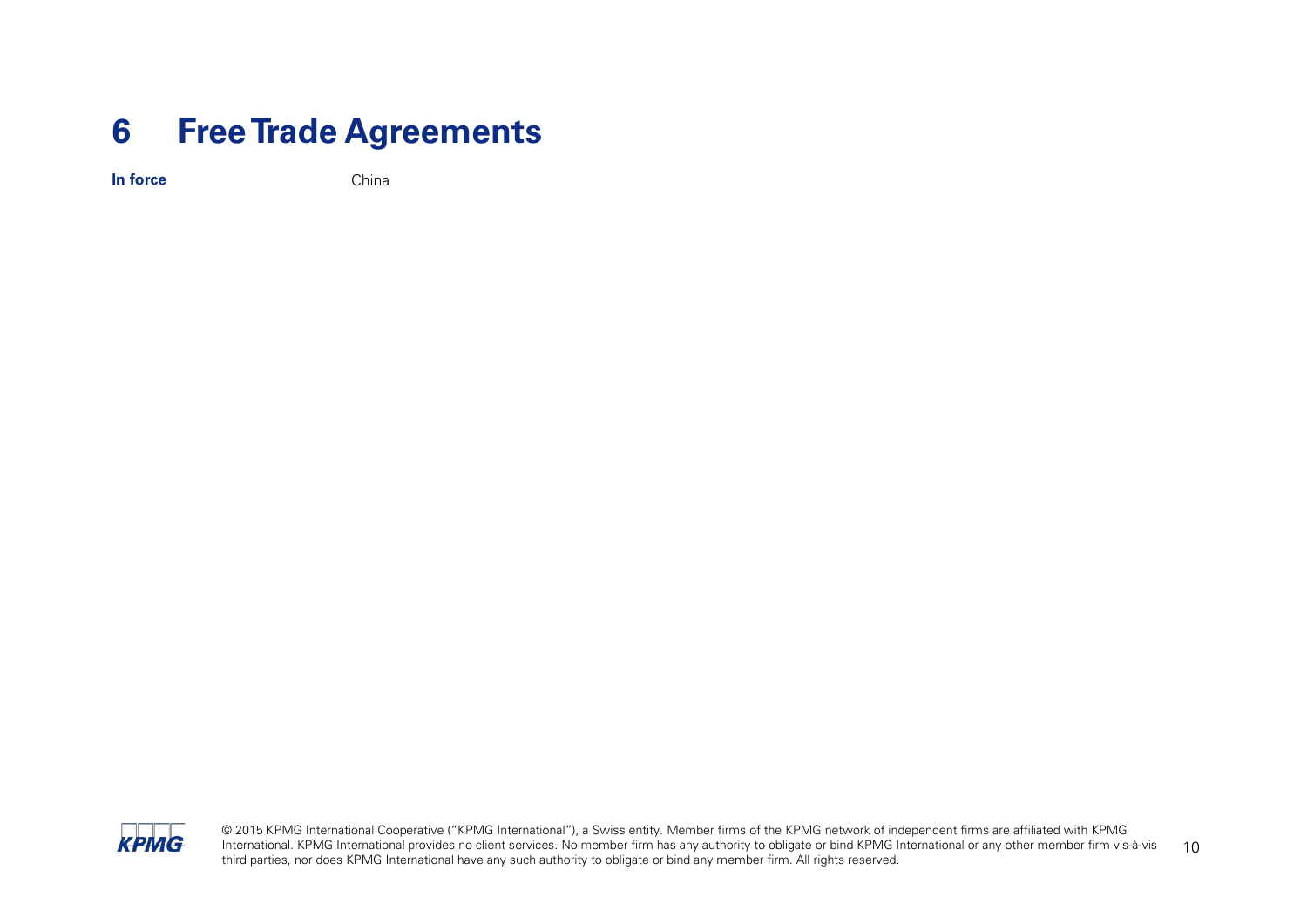# 6 Free Trade Agreements

| **In force** | China |
| --- | --- |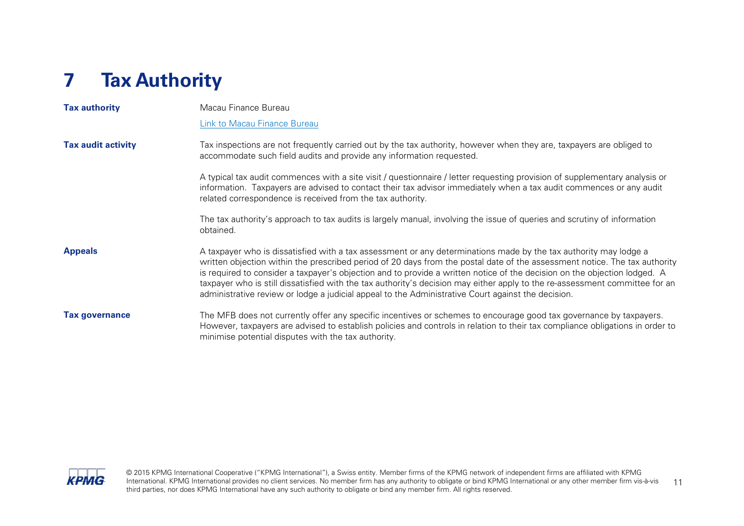# 7 Tax Authority

**Tax authority**

Macau Finance Bureau

[Link to Macau Finance Bureau]

**Tax audit activity**

Tax inspections are not frequently carried out by the tax authority, however when they are, taxpayers are obliged to accommodate such field audits and provide any information requested.

A typical tax audit commences with a site visit / questionnaire / letter requesting provision of supplementary analysis or information. Taxpayers are advised to contact their tax advisor immediately when a tax audit commences or any audit related correspondence is received from the tax authority.

The tax authority's approach to tax audits is largely manual, involving the issue of queries and scrutiny of information obtained.

**Appeals**

A taxpayer who is dissatisfied with a tax assessment or any determinations made by the tax authority may lodge a written objection within the prescribed period of 20 days from the postal date of the assessment notice. The tax authority is required to consider a taxpayer's objection and to provide a written notice of the decision on the objection lodged. A taxpayer who is still dissatisfied with the tax authority's decision may either apply to the re-assessment committee for an administrative review or lodge a judicial appeal to the Administrative Court against the decision.

**Tax governance**

The MFB does not currently offer any specific incentives or schemes to encourage good tax governance by taxpayers. However, taxpayers are advised to establish policies and controls in relation to their tax compliance obligations in order to minimise potential disputes with the tax authority.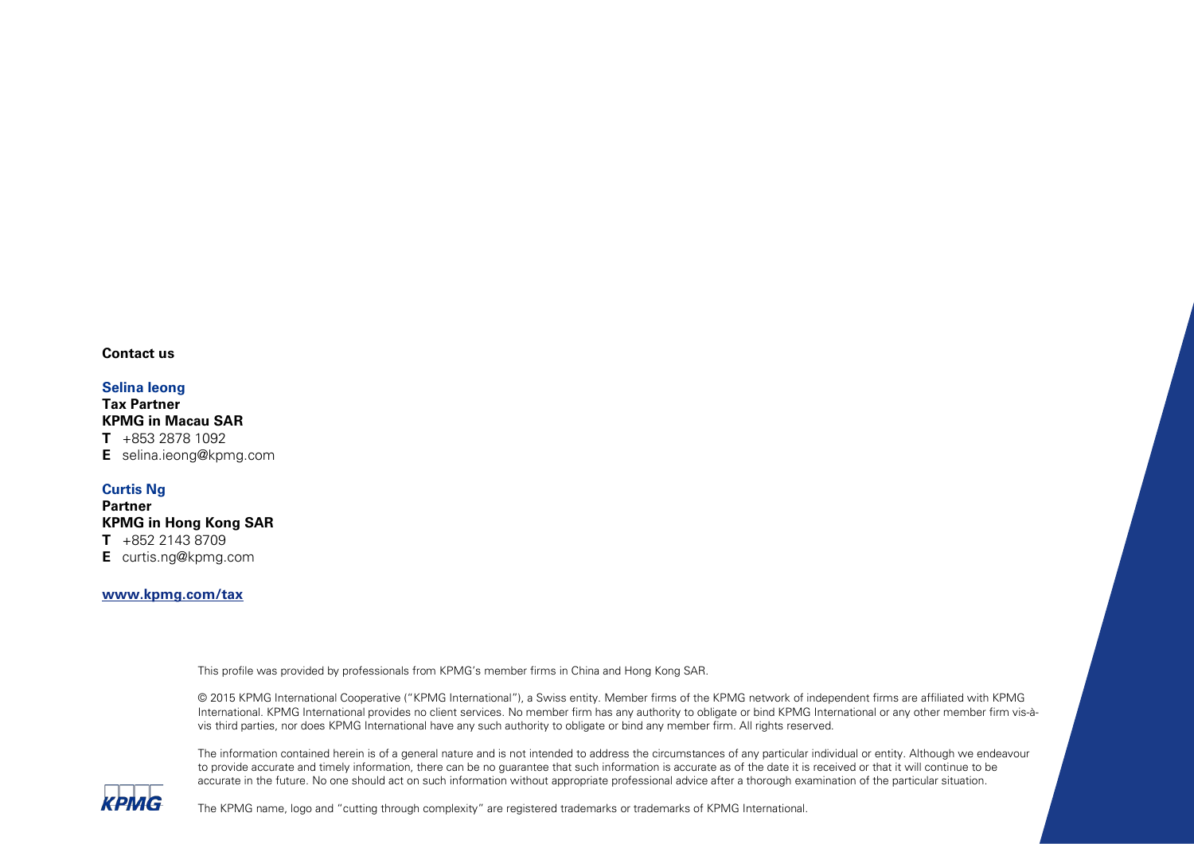**Contact us**

**Selina Ieong**
**Tax Partner**
**KPMG in Macau SAR**
**T** +853 2878 1092
**E** selina.ieong@kpmg.com

**Curtis Ng**
**Partner**
**KPMG in Hong Kong SAR**
**T** +852 2143 8709
**E** curtis.ng@kpmg.com

**www.kpmg.com/tax**

This profile was provided by professionals from KPMG's member firms in China and Hong Kong SAR.

© 2015 KPMG International Cooperative ("KPMG International"), a Swiss entity. Member firms of the KPMG network of independent firms are affiliated with KPMG International. KPMG International provides no client services. No member firm has any authority to obligate or bind KPMG International or any other member firm vis-à-vis third parties, nor does KPMG International have any such authority to obligate or bind any member firm. All rights reserved.

The information contained herein is of a general nature and is not intended to address the circumstances of any particular individual or entity. Although we endeavour to provide accurate and timely information, there can be no guarantee that such information is accurate as of the date it is received or that it will continue to be accurate in the future. No one should act on such information without appropriate professional advice after a thorough examination of the particular situation.

The KPMG name, logo and "cutting through complexity" are registered trademarks or trademarks of KPMG International.